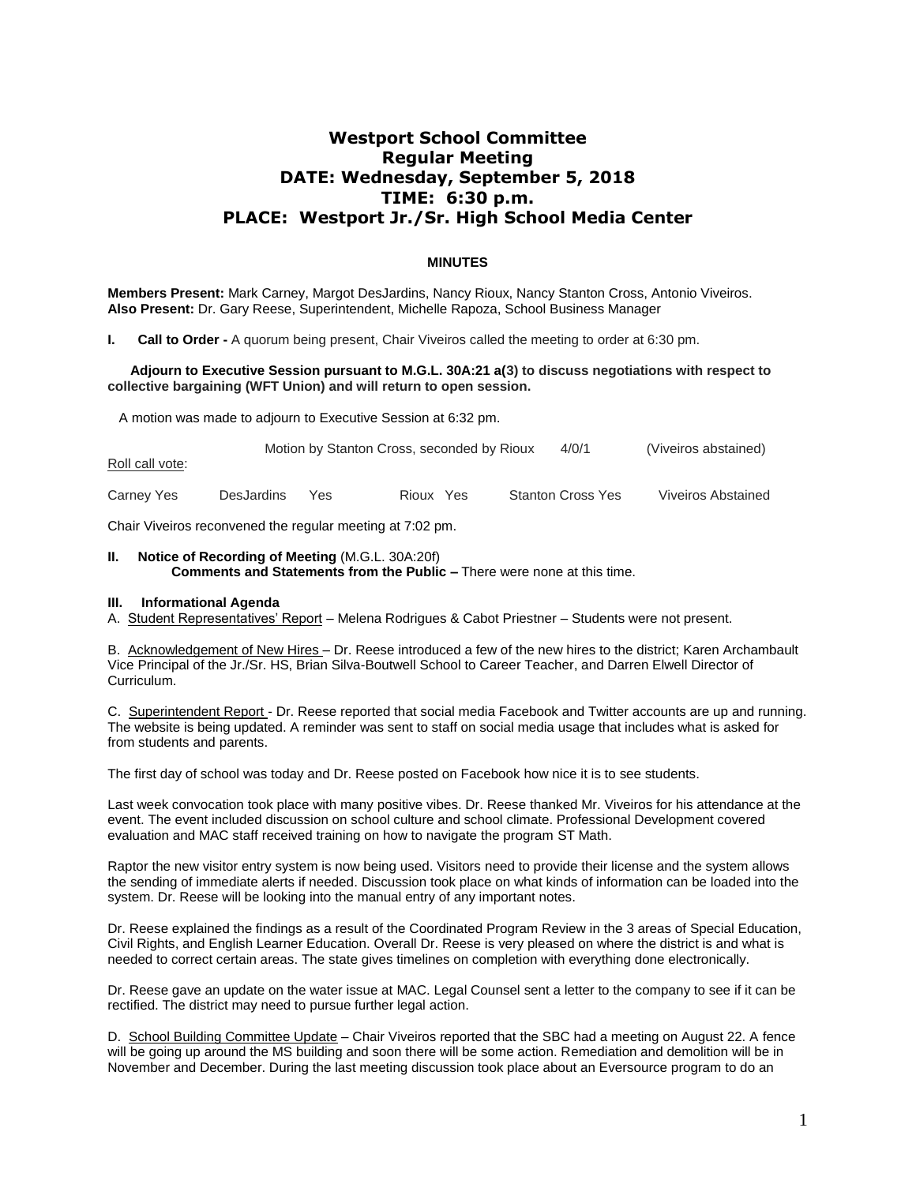# Westport School Committee
## Regular Meeting
## DATE: Wednesday, September 5, 2018
## TIME: 6:30 p.m.
## PLACE: Westport Jr./Sr. High School Media Center

**MINUTES**

**Members Present:** Mark Carney, Margot DesJardins, Nancy Rioux, Nancy Stanton Cross, Antonio Viveiros.
**Also Present:** Dr. Gary Reese, Superintendent, Michelle Rapoza, School Business Manager

**I. Call to Order -** A quorum being present, Chair Viveiros called the meeting to order at 6:30 pm.

**Adjourn to Executive Session pursuant to M.G.L. 30A:21 a(3) to discuss negotiations with respect to collective bargaining (WFT Union) and will return to open session.**

A motion was made to adjourn to Executive Session at 6:32 pm.

Motion by Stanton Cross, seconded by Rioux 4/0/1 (Viveiros abstained)

Roll call vote:

Carney Yes DesJardins Yes Rioux Yes Stanton Cross Yes Viveiros Abstained

Chair Viveiros reconvened the regular meeting at 7:02 pm.

**II. Notice of Recording of Meeting** (M.G.L. 30A:20f)
**Comments and Statements from the Public –** There were none at this time.

**III. Informational Agenda**

A. Student Representatives' Report – Melena Rodrigues & Cabot Priestner – Students were not present.

B. Acknowledgement of New Hires – Dr. Reese introduced a few of the new hires to the district; Karen Archambault Vice Principal of the Jr./Sr. HS, Brian Silva-Boutwell School to Career Teacher, and Darren Elwell Director of Curriculum.

C. Superintendent Report - Dr. Reese reported that social media Facebook and Twitter accounts are up and running. The website is being updated. A reminder was sent to staff on social media usage that includes what is asked for from students and parents.

The first day of school was today and Dr. Reese posted on Facebook how nice it is to see students.

Last week convocation took place with many positive vibes. Dr. Reese thanked Mr. Viveiros for his attendance at the event. The event included discussion on school culture and school climate. Professional Development covered evaluation and MAC staff received training on how to navigate the program ST Math.

Raptor the new visitor entry system is now being used. Visitors need to provide their license and the system allows the sending of immediate alerts if needed. Discussion took place on what kinds of information can be loaded into the system. Dr. Reese will be looking into the manual entry of any important notes.

Dr. Reese explained the findings as a result of the Coordinated Program Review in the 3 areas of Special Education, Civil Rights, and English Learner Education. Overall Dr. Reese is very pleased on where the district is and what is needed to correct certain areas. The state gives timelines on completion with everything done electronically.

Dr. Reese gave an update on the water issue at MAC. Legal Counsel sent a letter to the company to see if it can be rectified. The district may need to pursue further legal action.

D. School Building Committee Update – Chair Viveiros reported that the SBC had a meeting on August 22. A fence will be going up around the MS building and soon there will be some action. Remediation and demolition will be in November and December. During the last meeting discussion took place about an Eversource program to do an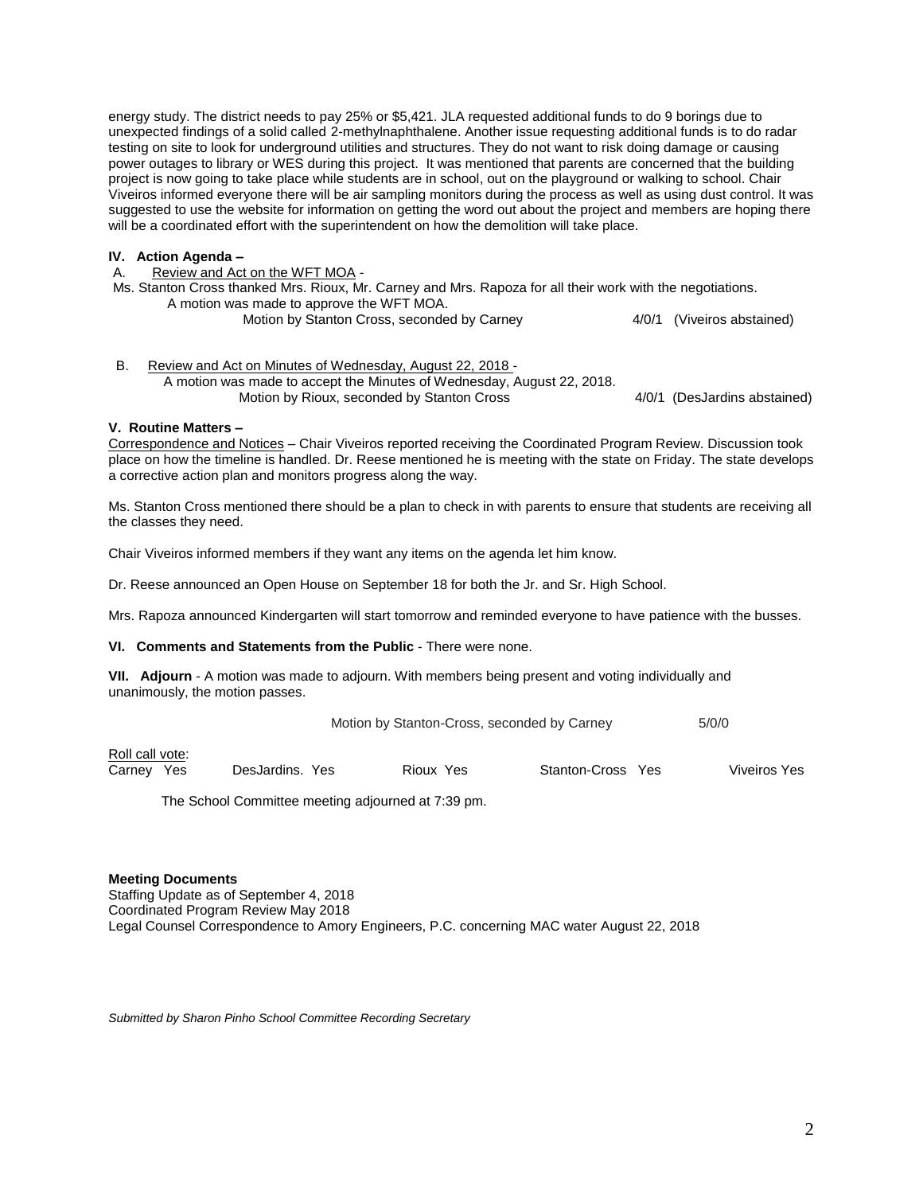energy study. The district needs to pay 25% or $5,421. JLA requested additional funds to do 9 borings due to unexpected findings of a solid called 2-methylnaphthalene. Another issue requesting additional funds is to do radar testing on site to look for underground utilities and structures. They do not want to risk doing damage or causing power outages to library or WES during this project. It was mentioned that parents are concerned that the building project is now going to take place while students are in school, out on the playground or walking to school. Chair Viveiros informed everyone there will be air sampling monitors during the process as well as using dust control. It was suggested to use the website for information on getting the word out about the project and members are hoping there will be a coordinated effort with the superintendent on how the demolition will take place.

**IV. Action Agenda –**

A. Review and Act on the WFT MOA -

Ms. Stanton Cross thanked Mrs. Rioux, Mr. Carney and Mrs. Rapoza for all their work with the negotiations.

A motion was made to approve the WFT MOA.

Motion by Stanton Cross, seconded by Carney 4/0/1 (Viveiros abstained)

B. Review and Act on Minutes of Wednesday, August 22, 2018 -

A motion was made to accept the Minutes of Wednesday, August 22, 2018.

Motion by Rioux, seconded by Stanton Cross 4/0/1 (DesJardins abstained)

**V. Routine Matters –**

Correspondence and Notices – Chair Viveiros reported receiving the Coordinated Program Review. Discussion took place on how the timeline is handled. Dr. Reese mentioned he is meeting with the state on Friday. The state develops a corrective action plan and monitors progress along the way.

Ms. Stanton Cross mentioned there should be a plan to check in with parents to ensure that students are receiving all the classes they need.

Chair Viveiros informed members if they want any items on the agenda let him know.

Dr. Reese announced an Open House on September 18 for both the Jr. and Sr. High School.

Mrs. Rapoza announced Kindergarten will start tomorrow and reminded everyone to have patience with the busses.

**VI. Comments and Statements from the Public** - There were none.

**VII. Adjourn** - A motion was made to adjourn. With members being present and voting individually and unanimously, the motion passes.

Motion by Stanton-Cross, seconded by Carney 5/0/0

Roll call vote:

Carney Yes DesJardins. Yes Rioux Yes Stanton-Cross Yes Viveiros Yes

The School Committee meeting adjourned at 7:39 pm.

**Meeting Documents**

Staffing Update as of September 4, 2018

Coordinated Program Review May 2018

Legal Counsel Correspondence to Amory Engineers, P.C. concerning MAC water August 22, 2018

*Submitted by Sharon Pinho School Committee Recording Secretary*